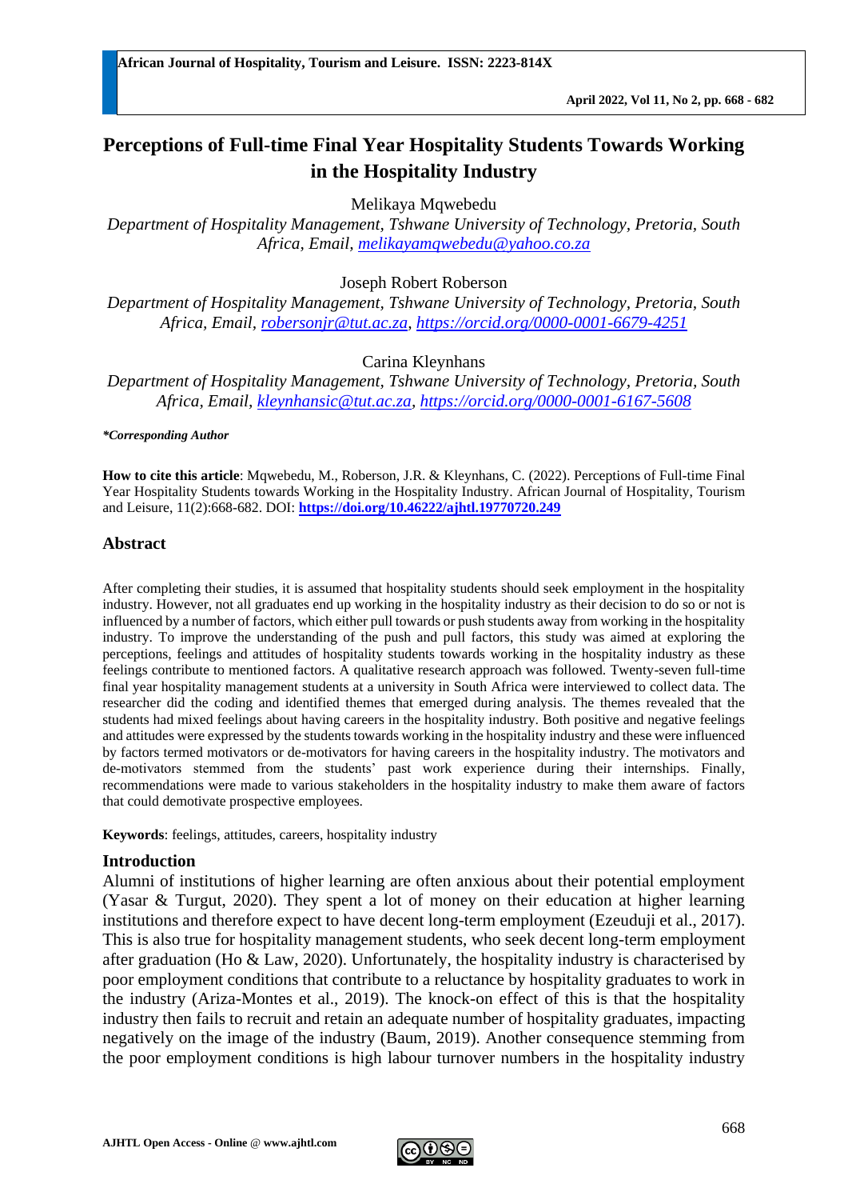# Perceptions of Full-time Final Year Hospitality Students Towards Working in the Hospitality Industry

Melikaya Mqwebedu

*Department of Hospitality Management, Tshwane University of Technology, Pretoria, South Africa, Email, melikayamqwebedu@yahoo.co.za*

Joseph Robert Roberson

*Department of Hospitality Management, Tshwane University of Technology, Pretoria, South Africa, Email, robersonjr@tut.ac.za, https://orcid.org/0000-0001-6679-4251*

Carina Kleynhans

*Department of Hospitality Management, Tshwane University of Technology, Pretoria, South Africa, Email, kleynhansic@tut.ac.za, https://orcid.org/0000-0001-6167-5608*

***Corresponding Author***

**How to cite this article**: Mqwebedu, M., Roberson, J.R. & Kleynhans, C. (2022). Perceptions of Full-time Final Year Hospitality Students towards Working in the Hospitality Industry. African Journal of Hospitality, Tourism and Leisure, 11(2):668-682. DOI: **https://doi.org/10.46222/ajhtl.19770720.249**

## Abstract

After completing their studies, it is assumed that hospitality students should seek employment in the hospitality industry. However, not all graduates end up working in the hospitality industry as their decision to do so or not is influenced by a number of factors, which either pull towards or push students away from working in the hospitality industry. To improve the understanding of the push and pull factors, this study was aimed at exploring the perceptions, feelings and attitudes of hospitality students towards working in the hospitality industry as these feelings contribute to mentioned factors. A qualitative research approach was followed. Twenty-seven full-time final year hospitality management students at a university in South Africa were interviewed to collect data. The researcher did the coding and identified themes that emerged during analysis. The themes revealed that the students had mixed feelings about having careers in the hospitality industry. Both positive and negative feelings and attitudes were expressed by the students towards working in the hospitality industry and these were influenced by factors termed motivators or de-motivators for having careers in the hospitality industry. The motivators and de-motivators stemmed from the students' past work experience during their internships. Finally, recommendations were made to various stakeholders in the hospitality industry to make them aware of factors that could demotivate prospective employees.

**Keywords**: feelings, attitudes, careers, hospitality industry

## Introduction

Alumni of institutions of higher learning are often anxious about their potential employment (Yasar & Turgut, 2020). They spent a lot of money on their education at higher learning institutions and therefore expect to have decent long-term employment (Ezeuduji et al., 2017). This is also true for hospitality management students, who seek decent long-term employment after graduation (Ho & Law, 2020). Unfortunately, the hospitality industry is characterised by poor employment conditions that contribute to a reluctance by hospitality graduates to work in the industry (Ariza-Montes et al., 2019). The knock-on effect of this is that the hospitality industry then fails to recruit and retain an adequate number of hospitality graduates, impacting negatively on the image of the industry (Baum, 2019). Another consequence stemming from the poor employment conditions is high labour turnover numbers in the hospitality industry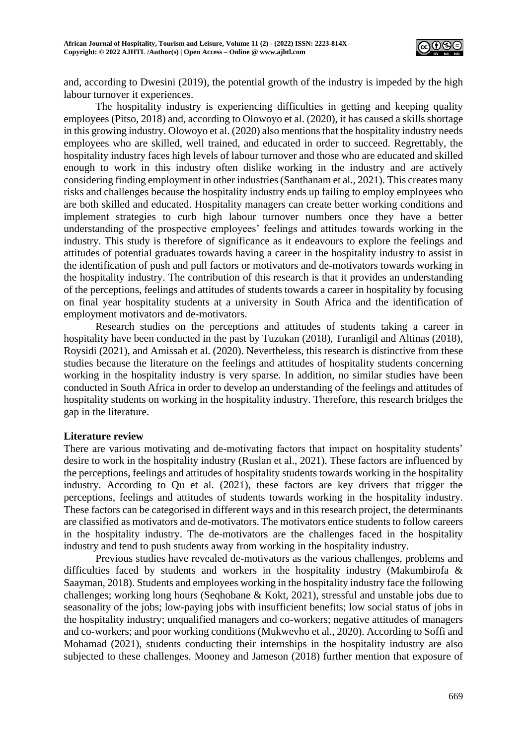and, according to Dwesini (2019), the potential growth of the industry is impeded by the high labour turnover it experiences.

The hospitality industry is experiencing difficulties in getting and keeping quality employees (Pitso, 2018) and, according to Olowoyo et al. (2020), it has caused a skills shortage in this growing industry. Olowoyo et al. (2020) also mentions that the hospitality industry needs employees who are skilled, well trained, and educated in order to succeed. Regrettably, the hospitality industry faces high levels of labour turnover and those who are educated and skilled enough to work in this industry often dislike working in the industry and are actively considering finding employment in other industries (Santhanam et al., 2021). This creates many risks and challenges because the hospitality industry ends up failing to employ employees who are both skilled and educated. Hospitality managers can create better working conditions and implement strategies to curb high labour turnover numbers once they have a better understanding of the prospective employees' feelings and attitudes towards working in the industry. This study is therefore of significance as it endeavours to explore the feelings and attitudes of potential graduates towards having a career in the hospitality industry to assist in the identification of push and pull factors or motivators and de-motivators towards working in the hospitality industry. The contribution of this research is that it provides an understanding of the perceptions, feelings and attitudes of students towards a career in hospitality by focusing on final year hospitality students at a university in South Africa and the identification of employment motivators and de-motivators.

Research studies on the perceptions and attitudes of students taking a career in hospitality have been conducted in the past by Tuzukan (2018), Turanligil and Altinas (2018), Roysidi (2021), and Amissah et al. (2020). Nevertheless, this research is distinctive from these studies because the literature on the feelings and attitudes of hospitality students concerning working in the hospitality industry is very sparse. In addition, no similar studies have been conducted in South Africa in order to develop an understanding of the feelings and attitudes of hospitality students on working in the hospitality industry. Therefore, this research bridges the gap in the literature.

## Literature review

There are various motivating and de-motivating factors that impact on hospitality students' desire to work in the hospitality industry (Ruslan et al., 2021). These factors are influenced by the perceptions, feelings and attitudes of hospitality students towards working in the hospitality industry. According to Qu et al. (2021), these factors are key drivers that trigger the perceptions, feelings and attitudes of students towards working in the hospitality industry. These factors can be categorised in different ways and in this research project, the determinants are classified as motivators and de-motivators. The motivators entice students to follow careers in the hospitality industry. The de-motivators are the challenges faced in the hospitality industry and tend to push students away from working in the hospitality industry.

Previous studies have revealed de-motivators as the various challenges, problems and difficulties faced by students and workers in the hospitality industry (Makumbirofa & Saayman, 2018). Students and employees working in the hospitality industry face the following challenges; working long hours (Seqhobane & Kokt, 2021), stressful and unstable jobs due to seasonality of the jobs; low-paying jobs with insufficient benefits; low social status of jobs in the hospitality industry; unqualified managers and co-workers; negative attitudes of managers and co-workers; and poor working conditions (Mukwevho et al., 2020). According to Soffi and Mohamad (2021), students conducting their internships in the hospitality industry are also subjected to these challenges. Mooney and Jameson (2018) further mention that exposure of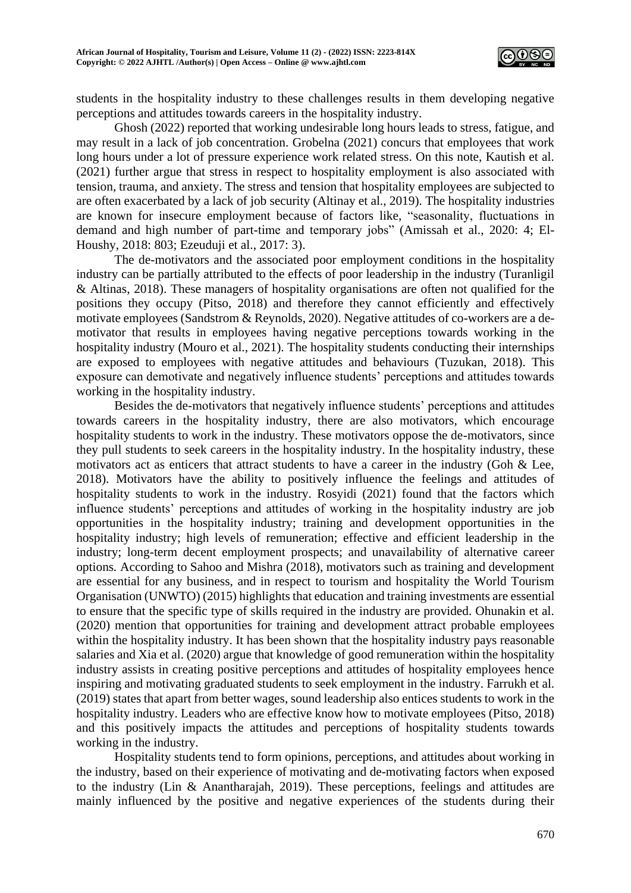students in the hospitality industry to these challenges results in them developing negative perceptions and attitudes towards careers in the hospitality industry.

Ghosh (2022) reported that working undesirable long hours leads to stress, fatigue, and may result in a lack of job concentration. Grobelna (2021) concurs that employees that work long hours under a lot of pressure experience work related stress. On this note, Kautish et al. (2021) further argue that stress in respect to hospitality employment is also associated with tension, trauma, and anxiety. The stress and tension that hospitality employees are subjected to are often exacerbated by a lack of job security (Altinay et al., 2019). The hospitality industries are known for insecure employment because of factors like, "seasonality, fluctuations in demand and high number of part-time and temporary jobs" (Amissah et al., 2020: 4; El-Houshy, 2018: 803; Ezeuduji et al., 2017: 3).

The de-motivators and the associated poor employment conditions in the hospitality industry can be partially attributed to the effects of poor leadership in the industry (Turanligil & Altinas, 2018). These managers of hospitality organisations are often not qualified for the positions they occupy (Pitso, 2018) and therefore they cannot efficiently and effectively motivate employees (Sandstrom & Reynolds, 2020). Negative attitudes of co-workers are a de-motivator that results in employees having negative perceptions towards working in the hospitality industry (Mouro et al., 2021). The hospitality students conducting their internships are exposed to employees with negative attitudes and behaviours (Tuzukan, 2018). This exposure can demotivate and negatively influence students' perceptions and attitudes towards working in the hospitality industry.

Besides the de-motivators that negatively influence students' perceptions and attitudes towards careers in the hospitality industry, there are also motivators, which encourage hospitality students to work in the industry. These motivators oppose the de-motivators, since they pull students to seek careers in the hospitality industry. In the hospitality industry, these motivators act as enticers that attract students to have a career in the industry (Goh & Lee, 2018). Motivators have the ability to positively influence the feelings and attitudes of hospitality students to work in the industry. Rosyidi (2021) found that the factors which influence students' perceptions and attitudes of working in the hospitality industry are job opportunities in the hospitality industry; training and development opportunities in the hospitality industry; high levels of remuneration; effective and efficient leadership in the industry; long-term decent employment prospects; and unavailability of alternative career options. According to Sahoo and Mishra (2018), motivators such as training and development are essential for any business, and in respect to tourism and hospitality the World Tourism Organisation (UNWTO) (2015) highlights that education and training investments are essential to ensure that the specific type of skills required in the industry are provided. Ohunakin et al. (2020) mention that opportunities for training and development attract probable employees within the hospitality industry. It has been shown that the hospitality industry pays reasonable salaries and Xia et al. (2020) argue that knowledge of good remuneration within the hospitality industry assists in creating positive perceptions and attitudes of hospitality employees hence inspiring and motivating graduated students to seek employment in the industry. Farrukh et al. (2019) states that apart from better wages, sound leadership also entices students to work in the hospitality industry. Leaders who are effective know how to motivate employees (Pitso, 2018) and this positively impacts the attitudes and perceptions of hospitality students towards working in the industry.

Hospitality students tend to form opinions, perceptions, and attitudes about working in the industry, based on their experience of motivating and de-motivating factors when exposed to the industry (Lin & Anantharajah, 2019). These perceptions, feelings and attitudes are mainly influenced by the positive and negative experiences of the students during their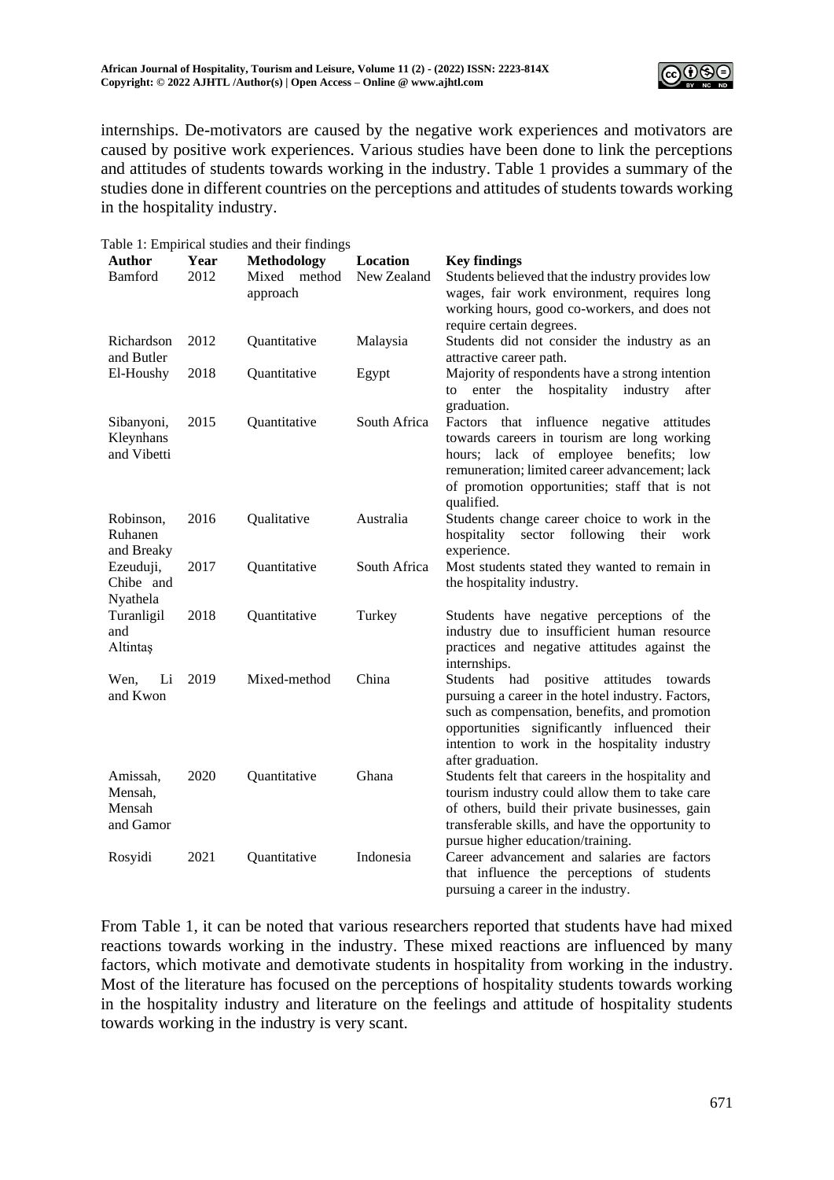internships. De-motivators are caused by the negative work experiences and motivators are caused by positive work experiences. Various studies have been done to link the perceptions and attitudes of students towards working in the industry. Table 1 provides a summary of the studies done in different countries on the perceptions and attitudes of students towards working in the hospitality industry.

Table 1: Empirical studies and their findings

| Author | Year | Methodology | Location | Key findings |
|---|---|---|---|---|
| Bamford | 2012 | Mixed method approach | New Zealand | Students believed that the industry provides low wages, fair work environment, requires long working hours, good co-workers, and does not require certain degrees. |
| Richardson and Butler | 2012 | Quantitative | Malaysia | Students did not consider the industry as an attractive career path. |
| El-Houshy | 2018 | Quantitative | Egypt | Majority of respondents have a strong intention to enter the hospitality industry after graduation. |
| Sibanyoni, Kleynhans and Vibetti | 2015 | Quantitative | South Africa | Factors that influence negative attitudes towards careers in tourism are long working hours; lack of employee benefits; low remuneration; limited career advancement; lack of promotion opportunities; staff that is not qualified. |
| Robinson, Ruhanen and Breaky | 2016 | Qualitative | Australia | Students change career choice to work in the hospitality sector following their work experience. |
| Ezeuduji, Chibe and Nyathela | 2017 | Quantitative | South Africa | Most students stated they wanted to remain in the hospitality industry. |
| Turanligil and Altintaş | 2018 | Quantitative | Turkey | Students have negative perceptions of the industry due to insufficient human resource practices and negative attitudes against the internships. |
| Wen, Li and Kwon | 2019 | Mixed-method | China | Students had positive attitudes towards pursuing a career in the hotel industry. Factors, such as compensation, benefits, and promotion opportunities significantly influenced their intention to work in the hospitality industry after graduation. |
| Amissah, Mensah, Mensah and Gamor | 2020 | Quantitative | Ghana | Students felt that careers in the hospitality and tourism industry could allow them to take care of others, build their private businesses, gain transferable skills, and have the opportunity to pursue higher education/training. |
| Rosyidi | 2021 | Quantitative | Indonesia | Career advancement and salaries are factors that influence the perceptions of students pursuing a career in the industry. |

From Table 1, it can be noted that various researchers reported that students have had mixed reactions towards working in the industry. These mixed reactions are influenced by many factors, which motivate and demotivate students in hospitality from working in the industry. Most of the literature has focused on the perceptions of hospitality students towards working in the hospitality industry and literature on the feelings and attitude of hospitality students towards working in the industry is very scant.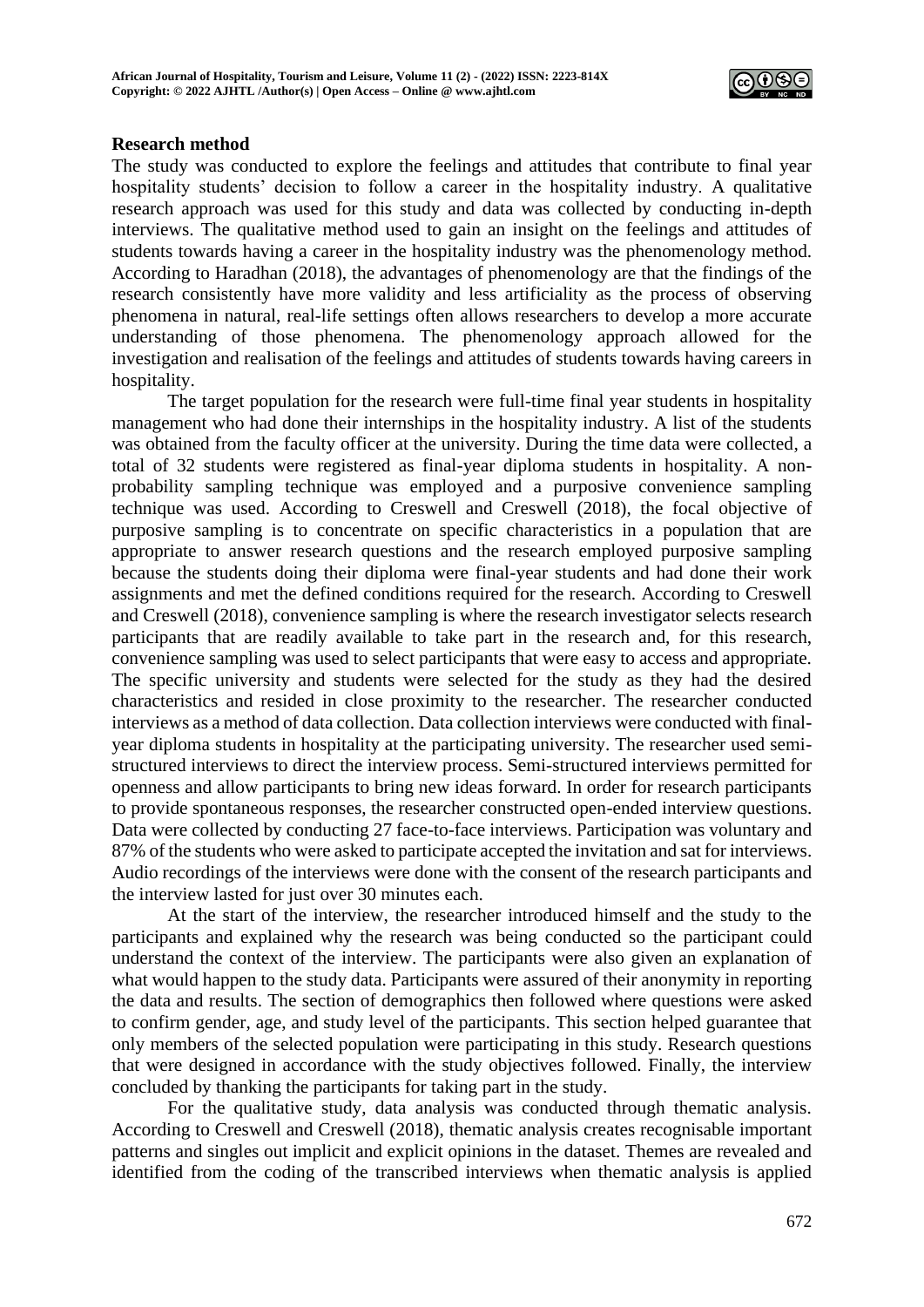## Research method

The study was conducted to explore the feelings and attitudes that contribute to final year hospitality students' decision to follow a career in the hospitality industry. A qualitative research approach was used for this study and data was collected by conducting in-depth interviews. The qualitative method used to gain an insight on the feelings and attitudes of students towards having a career in the hospitality industry was the phenomenology method. According to Haradhan (2018), the advantages of phenomenology are that the findings of the research consistently have more validity and less artificiality as the process of observing phenomena in natural, real-life settings often allows researchers to develop a more accurate understanding of those phenomena. The phenomenology approach allowed for the investigation and realisation of the feelings and attitudes of students towards having careers in hospitality.

The target population for the research were full-time final year students in hospitality management who had done their internships in the hospitality industry. A list of the students was obtained from the faculty officer at the university. During the time data were collected, a total of 32 students were registered as final-year diploma students in hospitality. A non-probability sampling technique was employed and a purposive convenience sampling technique was used. According to Creswell and Creswell (2018), the focal objective of purposive sampling is to concentrate on specific characteristics in a population that are appropriate to answer research questions and the research employed purposive sampling because the students doing their diploma were final-year students and had done their work assignments and met the defined conditions required for the research. According to Creswell and Creswell (2018), convenience sampling is where the research investigator selects research participants that are readily available to take part in the research and, for this research, convenience sampling was used to select participants that were easy to access and appropriate. The specific university and students were selected for the study as they had the desired characteristics and resided in close proximity to the researcher. The researcher conducted interviews as a method of data collection. Data collection interviews were conducted with final-year diploma students in hospitality at the participating university. The researcher used semi-structured interviews to direct the interview process. Semi-structured interviews permitted for openness and allow participants to bring new ideas forward. In order for research participants to provide spontaneous responses, the researcher constructed open-ended interview questions. Data were collected by conducting 27 face-to-face interviews. Participation was voluntary and 87% of the students who were asked to participate accepted the invitation and sat for interviews. Audio recordings of the interviews were done with the consent of the research participants and the interview lasted for just over 30 minutes each.

At the start of the interview, the researcher introduced himself and the study to the participants and explained why the research was being conducted so the participant could understand the context of the interview. The participants were also given an explanation of what would happen to the study data. Participants were assured of their anonymity in reporting the data and results. The section of demographics then followed where questions were asked to confirm gender, age, and study level of the participants. This section helped guarantee that only members of the selected population were participating in this study. Research questions that were designed in accordance with the study objectives followed. Finally, the interview concluded by thanking the participants for taking part in the study.

For the qualitative study, data analysis was conducted through thematic analysis. According to Creswell and Creswell (2018), thematic analysis creates recognisable important patterns and singles out implicit and explicit opinions in the dataset. Themes are revealed and identified from the coding of the transcribed interviews when thematic analysis is applied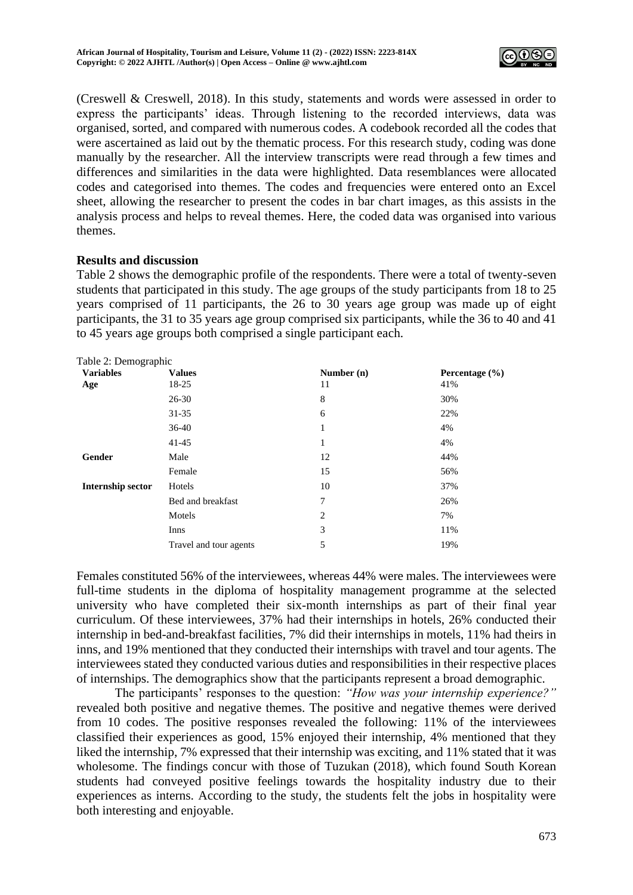(Creswell & Creswell, 2018). In this study, statements and words were assessed in order to express the participants' ideas. Through listening to the recorded interviews, data was organised, sorted, and compared with numerous codes. A codebook recorded all the codes that were ascertained as laid out by the thematic process. For this research study, coding was done manually by the researcher. All the interview transcripts were read through a few times and differences and similarities in the data were highlighted. Data resemblances were allocated codes and categorised into themes. The codes and frequencies were entered onto an Excel sheet, allowing the researcher to present the codes in bar chart images, as this assists in the analysis process and helps to reveal themes. Here, the coded data was organised into various themes.

## Results and discussion

Table 2 shows the demographic profile of the respondents. There were a total of twenty-seven students that participated in this study. The age groups of the study participants from 18 to 25 years comprised of 11 participants, the 26 to 30 years age group was made up of eight participants, the 31 to 35 years age group comprised six participants, while the 36 to 40 and 41 to 45 years age groups both comprised a single participant each.

Table 2: Demographic

| Variables | Values | Number (n) | Percentage (%) |
|---|---|---|---|
| **Age** | 18-25 | 11 | 41% |
| | 26-30 | 8 | 30% |
| | 31-35 | 6 | 22% |
| | 36-40 | 1 | 4% |
| | 41-45 | 1 | 4% |
| **Gender** | Male | 12 | 44% |
| | Female | 15 | 56% |
| **Internship sector** | Hotels | 10 | 37% |
| | Bed and breakfast | 7 | 26% |
| | Motels | 2 | 7% |
| | Inns | 3 | 11% |
| | Travel and tour agents | 5 | 19% |

Females constituted 56% of the interviewees, whereas 44% were males. The interviewees were full-time students in the diploma of hospitality management programme at the selected university who have completed their six-month internships as part of their final year curriculum. Of these interviewees, 37% had their internships in hotels, 26% conducted their internship in bed-and-breakfast facilities, 7% did their internships in motels, 11% had theirs in inns, and 19% mentioned that they conducted their internships with travel and tour agents. The interviewees stated they conducted various duties and responsibilities in their respective places of internships. The demographics show that the participants represent a broad demographic.

The participants' responses to the question: *"How was your internship experience?"* revealed both positive and negative themes. The positive and negative themes were derived from 10 codes. The positive responses revealed the following: 11% of the interviewees classified their experiences as good, 15% enjoyed their internship, 4% mentioned that they liked the internship, 7% expressed that their internship was exciting, and 11% stated that it was wholesome. The findings concur with those of Tuzukan (2018), which found South Korean students had conveyed positive feelings towards the hospitality industry due to their experiences as interns. According to the study, the students felt the jobs in hospitality were both interesting and enjoyable.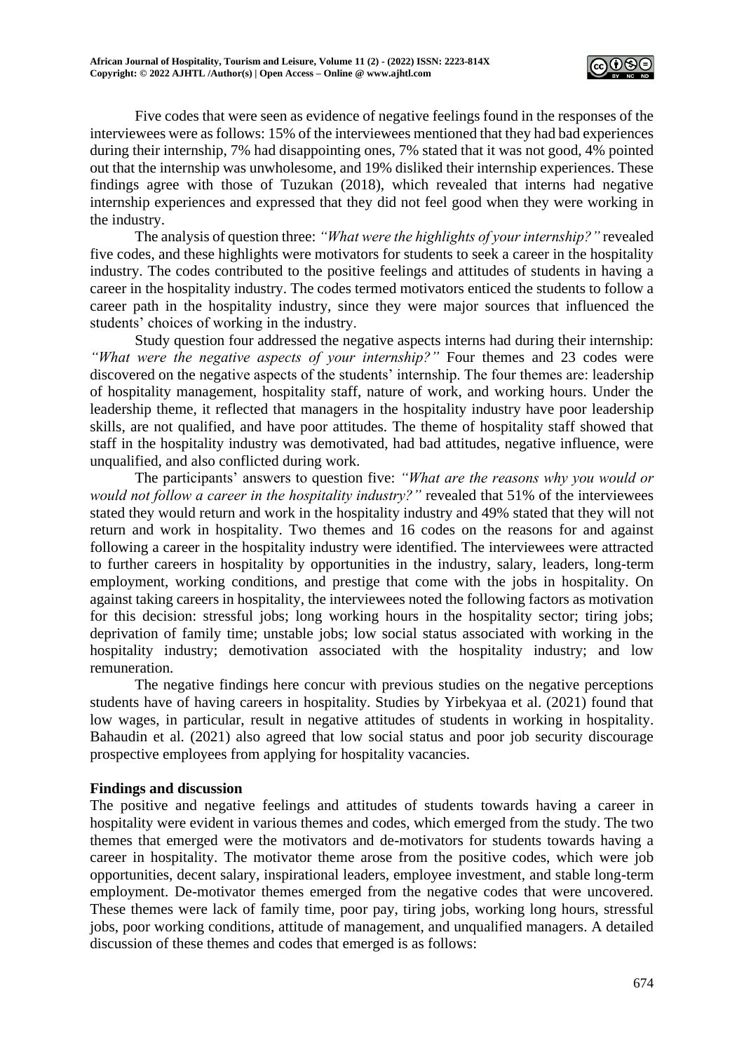Five codes that were seen as evidence of negative feelings found in the responses of the interviewees were as follows: 15% of the interviewees mentioned that they had bad experiences during their internship, 7% had disappointing ones, 7% stated that it was not good, 4% pointed out that the internship was unwholesome, and 19% disliked their internship experiences. These findings agree with those of Tuzukan (2018), which revealed that interns had negative internship experiences and expressed that they did not feel good when they were working in the industry.

The analysis of question three: *"What were the highlights of your internship?"* revealed five codes, and these highlights were motivators for students to seek a career in the hospitality industry. The codes contributed to the positive feelings and attitudes of students in having a career in the hospitality industry. The codes termed motivators enticed the students to follow a career path in the hospitality industry, since they were major sources that influenced the students' choices of working in the industry.

Study question four addressed the negative aspects interns had during their internship: *"What were the negative aspects of your internship?"* Four themes and 23 codes were discovered on the negative aspects of the students' internship. The four themes are: leadership of hospitality management, hospitality staff, nature of work, and working hours. Under the leadership theme, it reflected that managers in the hospitality industry have poor leadership skills, are not qualified, and have poor attitudes. The theme of hospitality staff showed that staff in the hospitality industry was demotivated, had bad attitudes, negative influence, were unqualified, and also conflicted during work.

The participants' answers to question five: *"What are the reasons why you would or would not follow a career in the hospitality industry?"* revealed that 51% of the interviewees stated they would return and work in the hospitality industry and 49% stated that they will not return and work in hospitality. Two themes and 16 codes on the reasons for and against following a career in the hospitality industry were identified. The interviewees were attracted to further careers in hospitality by opportunities in the industry, salary, leaders, long-term employment, working conditions, and prestige that come with the jobs in hospitality. On against taking careers in hospitality, the interviewees noted the following factors as motivation for this decision: stressful jobs; long working hours in the hospitality sector; tiring jobs; deprivation of family time; unstable jobs; low social status associated with working in the hospitality industry; demotivation associated with the hospitality industry; and low remuneration.

The negative findings here concur with previous studies on the negative perceptions students have of having careers in hospitality. Studies by Yirbekyaa et al. (2021) found that low wages, in particular, result in negative attitudes of students in working in hospitality. Bahaudin et al. (2021) also agreed that low social status and poor job security discourage prospective employees from applying for hospitality vacancies.

## Findings and discussion

The positive and negative feelings and attitudes of students towards having a career in hospitality were evident in various themes and codes, which emerged from the study. The two themes that emerged were the motivators and de-motivators for students towards having a career in hospitality. The motivator theme arose from the positive codes, which were job opportunities, decent salary, inspirational leaders, employee investment, and stable long-term employment. De-motivator themes emerged from the negative codes that were uncovered. These themes were lack of family time, poor pay, tiring jobs, working long hours, stressful jobs, poor working conditions, attitude of management, and unqualified managers. A detailed discussion of these themes and codes that emerged is as follows: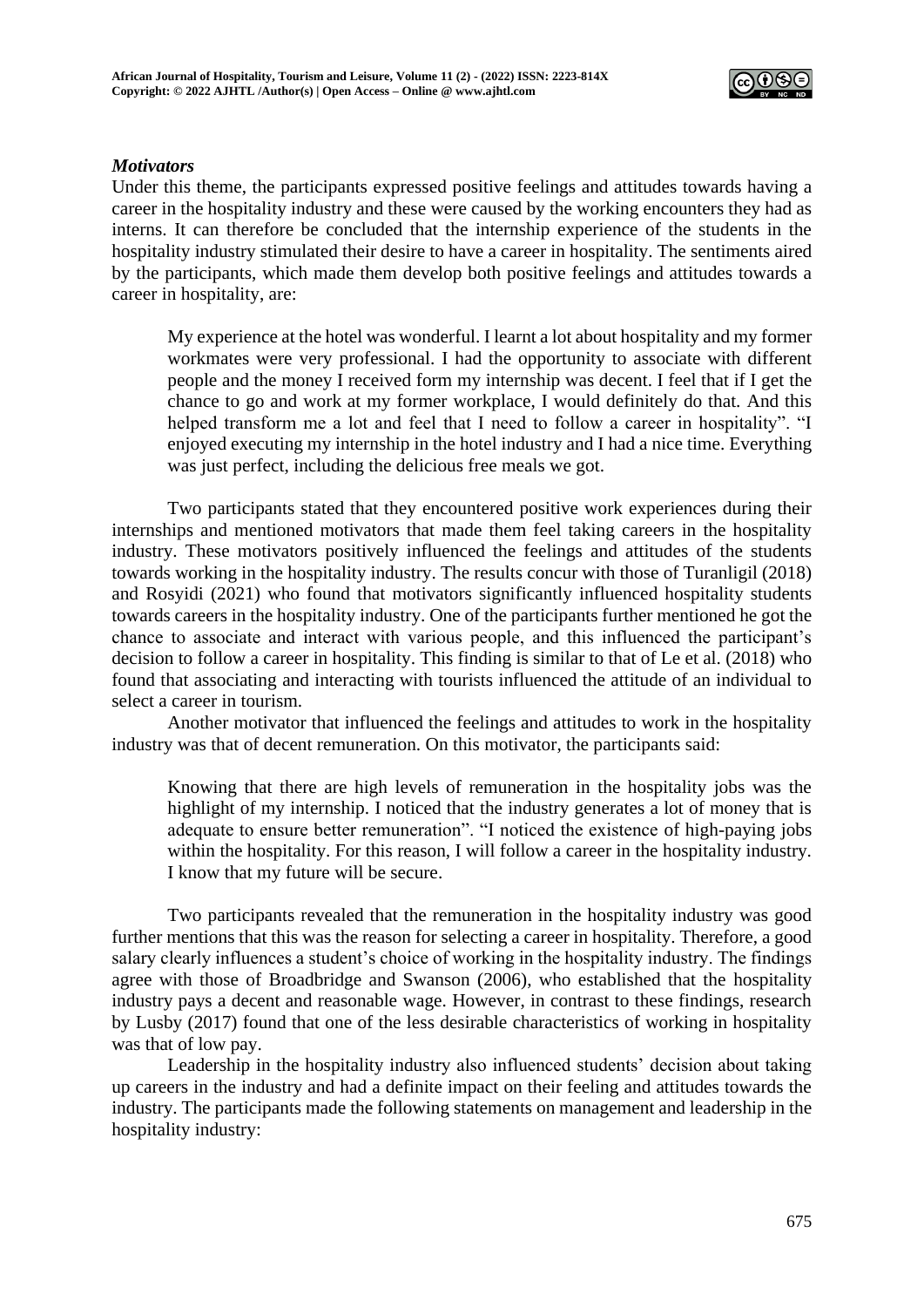### *Motivators*

Under this theme, the participants expressed positive feelings and attitudes towards having a career in the hospitality industry and these were caused by the working encounters they had as interns. It can therefore be concluded that the internship experience of the students in the hospitality industry stimulated their desire to have a career in hospitality. The sentiments aired by the participants, which made them develop both positive feelings and attitudes towards a career in hospitality, are:

> My experience at the hotel was wonderful. I learnt a lot about hospitality and my former workmates were very professional. I had the opportunity to associate with different people and the money I received form my internship was decent. I feel that if I get the chance to go and work at my former workplace, I would definitely do that. And this helped transform me a lot and feel that I need to follow a career in hospitality". "I enjoyed executing my internship in the hotel industry and I had a nice time. Everything was just perfect, including the delicious free meals we got.

Two participants stated that they encountered positive work experiences during their internships and mentioned motivators that made them feel taking careers in the hospitality industry. These motivators positively influenced the feelings and attitudes of the students towards working in the hospitality industry. The results concur with those of Turanligil (2018) and Rosyidi (2021) who found that motivators significantly influenced hospitality students towards careers in the hospitality industry. One of the participants further mentioned he got the chance to associate and interact with various people, and this influenced the participant's decision to follow a career in hospitality. This finding is similar to that of Le et al. (2018) who found that associating and interacting with tourists influenced the attitude of an individual to select a career in tourism.

Another motivator that influenced the feelings and attitudes to work in the hospitality industry was that of decent remuneration. On this motivator, the participants said:

> Knowing that there are high levels of remuneration in the hospitality jobs was the highlight of my internship. I noticed that the industry generates a lot of money that is adequate to ensure better remuneration". "I noticed the existence of high-paying jobs within the hospitality. For this reason, I will follow a career in the hospitality industry. I know that my future will be secure.

Two participants revealed that the remuneration in the hospitality industry was good further mentions that this was the reason for selecting a career in hospitality. Therefore, a good salary clearly influences a student's choice of working in the hospitality industry. The findings agree with those of Broadbridge and Swanson (2006), who established that the hospitality industry pays a decent and reasonable wage. However, in contrast to these findings, research by Lusby (2017) found that one of the less desirable characteristics of working in hospitality was that of low pay.

Leadership in the hospitality industry also influenced students' decision about taking up careers in the industry and had a definite impact on their feeling and attitudes towards the industry. The participants made the following statements on management and leadership in the hospitality industry: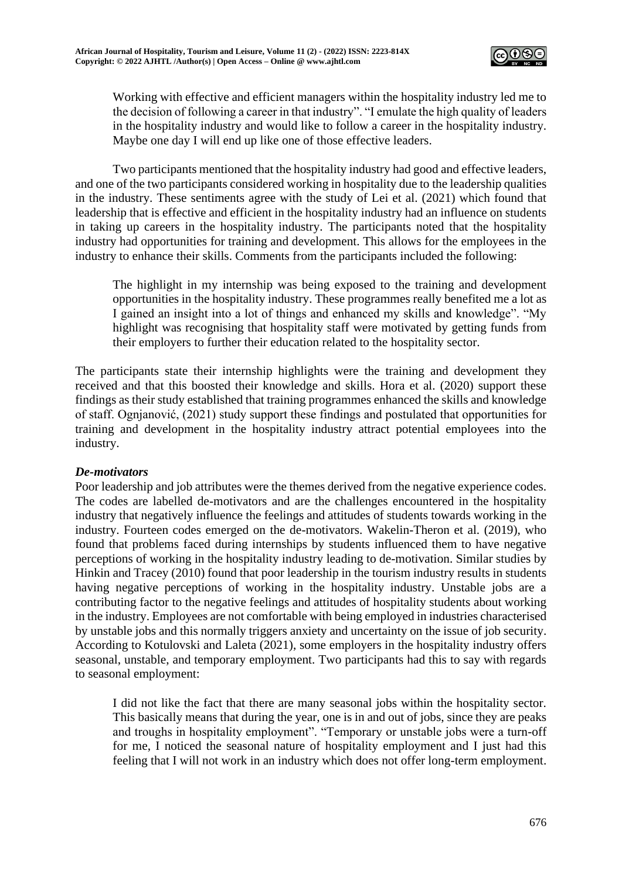> Working with effective and efficient managers within the hospitality industry led me to the decision of following a career in that industry". "I emulate the high quality of leaders in the hospitality industry and would like to follow a career in the hospitality industry. Maybe one day I will end up like one of those effective leaders.

Two participants mentioned that the hospitality industry had good and effective leaders, and one of the two participants considered working in hospitality due to the leadership qualities in the industry. These sentiments agree with the study of Lei et al. (2021) which found that leadership that is effective and efficient in the hospitality industry had an influence on students in taking up careers in the hospitality industry. The participants noted that the hospitality industry had opportunities for training and development. This allows for the employees in the industry to enhance their skills. Comments from the participants included the following:

> The highlight in my internship was being exposed to the training and development opportunities in the hospitality industry. These programmes really benefited me a lot as I gained an insight into a lot of things and enhanced my skills and knowledge". "My highlight was recognising that hospitality staff were motivated by getting funds from their employers to further their education related to the hospitality sector.

The participants state their internship highlights were the training and development they received and that this boosted their knowledge and skills. Hora et al. (2020) support these findings as their study established that training programmes enhanced the skills and knowledge of staff. Ognjanović, (2021) study support these findings and postulated that opportunities for training and development in the hospitality industry attract potential employees into the industry.

***De-motivators***

Poor leadership and job attributes were the themes derived from the negative experience codes. The codes are labelled de-motivators and are the challenges encountered in the hospitality industry that negatively influence the feelings and attitudes of students towards working in the industry. Fourteen codes emerged on the de-motivators. Wakelin-Theron et al. (2019), who found that problems faced during internships by students influenced them to have negative perceptions of working in the hospitality industry leading to de-motivation. Similar studies by Hinkin and Tracey (2010) found that poor leadership in the tourism industry results in students having negative perceptions of working in the hospitality industry. Unstable jobs are a contributing factor to the negative feelings and attitudes of hospitality students about working in the industry. Employees are not comfortable with being employed in industries characterised by unstable jobs and this normally triggers anxiety and uncertainty on the issue of job security. According to Kotulovski and Laleta (2021), some employers in the hospitality industry offers seasonal, unstable, and temporary employment. Two participants had this to say with regards to seasonal employment:

> I did not like the fact that there are many seasonal jobs within the hospitality sector. This basically means that during the year, one is in and out of jobs, since they are peaks and troughs in hospitality employment". "Temporary or unstable jobs were a turn-off for me, I noticed the seasonal nature of hospitality employment and I just had this feeling that I will not work in an industry which does not offer long-term employment.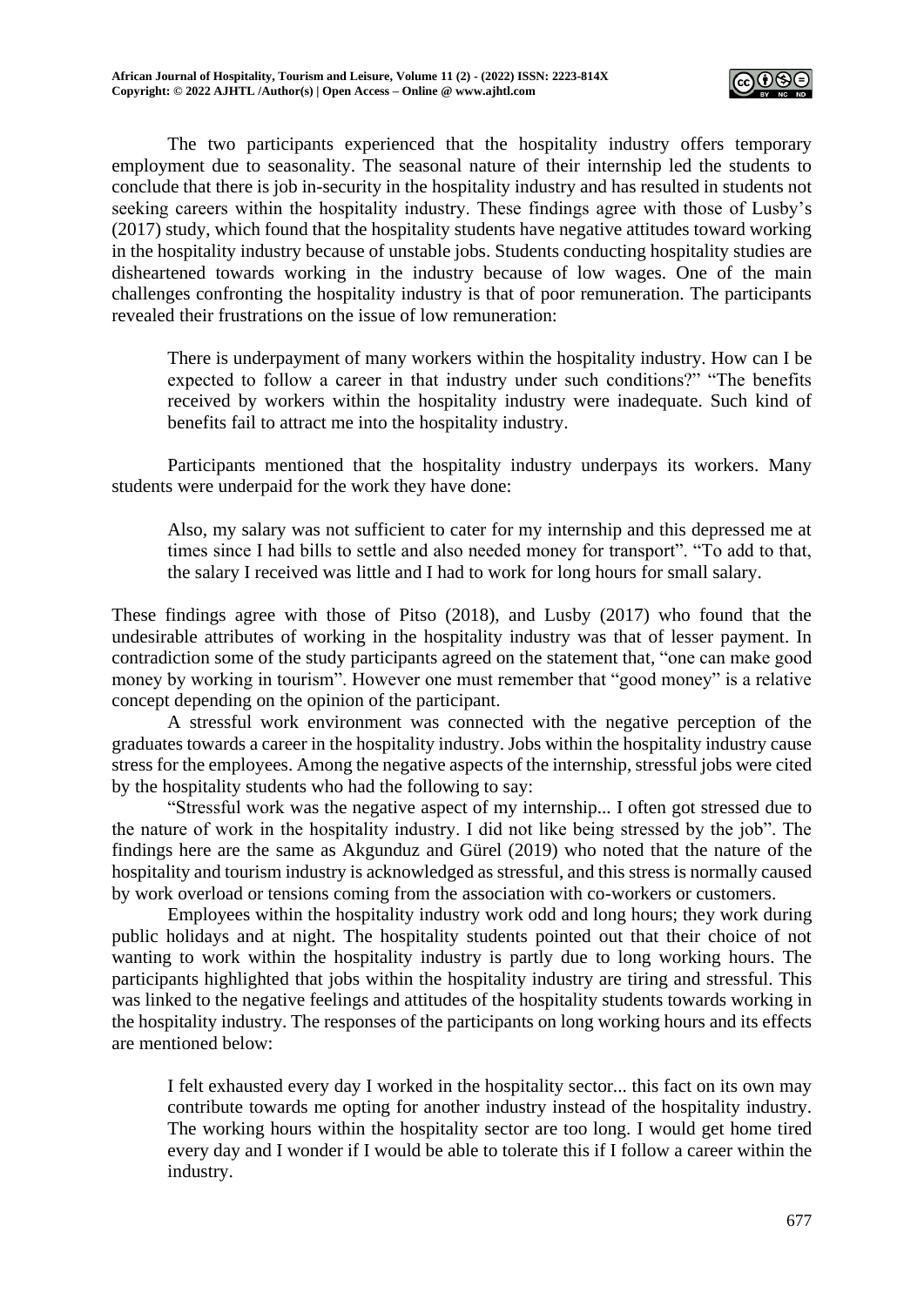The two participants experienced that the hospitality industry offers temporary employment due to seasonality. The seasonal nature of their internship led the students to conclude that there is job in-security in the hospitality industry and has resulted in students not seeking careers within the hospitality industry. These findings agree with those of Lusby's (2017) study, which found that the hospitality students have negative attitudes toward working in the hospitality industry because of unstable jobs. Students conducting hospitality studies are disheartened towards working in the industry because of low wages. One of the main challenges confronting the hospitality industry is that of poor remuneration. The participants revealed their frustrations on the issue of low remuneration:

> There is underpayment of many workers within the hospitality industry. How can I be expected to follow a career in that industry under such conditions?" "The benefits received by workers within the hospitality industry were inadequate. Such kind of benefits fail to attract me into the hospitality industry.

Participants mentioned that the hospitality industry underpays its workers. Many students were underpaid for the work they have done:

> Also, my salary was not sufficient to cater for my internship and this depressed me at times since I had bills to settle and also needed money for transport". "To add to that, the salary I received was little and I had to work for long hours for small salary.

These findings agree with those of Pitso (2018), and Lusby (2017) who found that the undesirable attributes of working in the hospitality industry was that of lesser payment. In contradiction some of the study participants agreed on the statement that, "one can make good money by working in tourism". However one must remember that "good money" is a relative concept depending on the opinion of the participant.

A stressful work environment was connected with the negative perception of the graduates towards a career in the hospitality industry. Jobs within the hospitality industry cause stress for the employees. Among the negative aspects of the internship, stressful jobs were cited by the hospitality students who had the following to say:

"Stressful work was the negative aspect of my internship... I often got stressed due to the nature of work in the hospitality industry. I did not like being stressed by the job". The findings here are the same as Akgunduz and Gürel (2019) who noted that the nature of the hospitality and tourism industry is acknowledged as stressful, and this stress is normally caused by work overload or tensions coming from the association with co-workers or customers.

Employees within the hospitality industry work odd and long hours; they work during public holidays and at night. The hospitality students pointed out that their choice of not wanting to work within the hospitality industry is partly due to long working hours. The participants highlighted that jobs within the hospitality industry are tiring and stressful. This was linked to the negative feelings and attitudes of the hospitality students towards working in the hospitality industry. The responses of the participants on long working hours and its effects are mentioned below:

> I felt exhausted every day I worked in the hospitality sector... this fact on its own may contribute towards me opting for another industry instead of the hospitality industry. The working hours within the hospitality sector are too long. I would get home tired every day and I wonder if I would be able to tolerate this if I follow a career within the industry.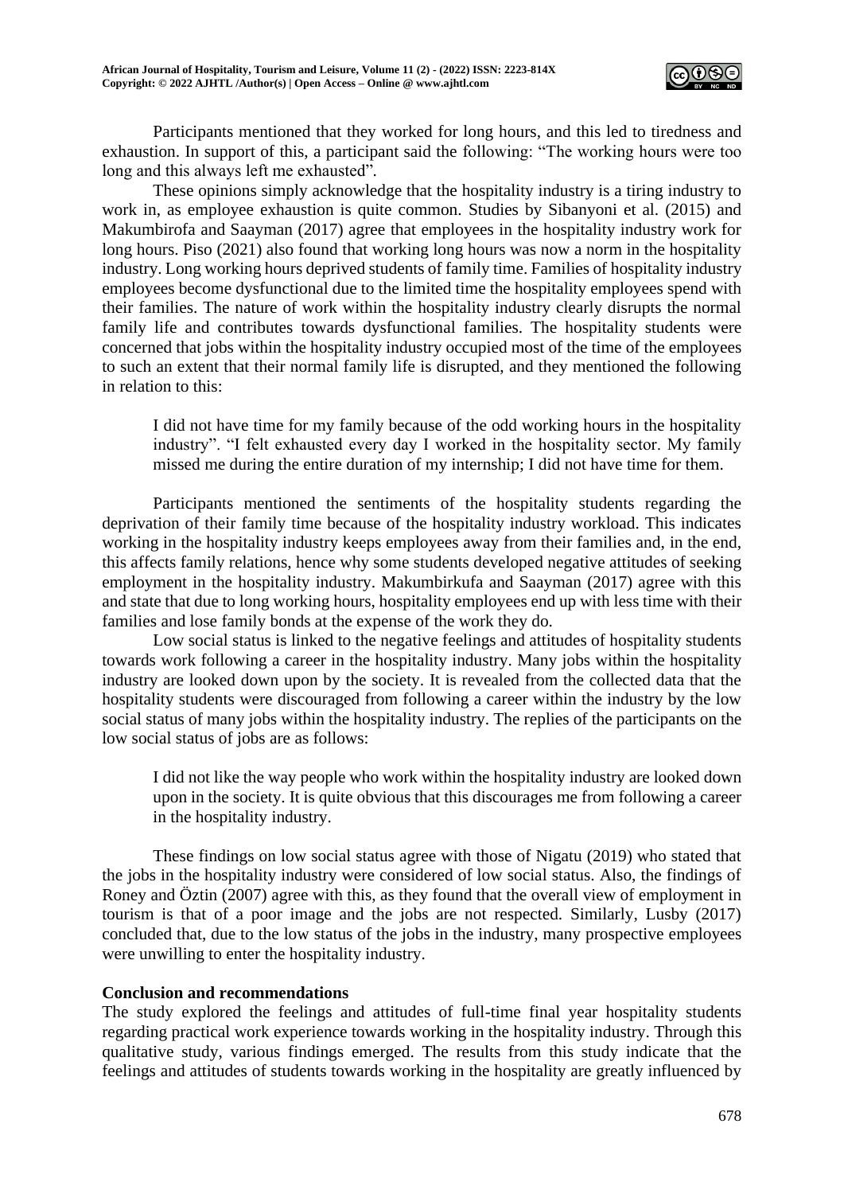Participants mentioned that they worked for long hours, and this led to tiredness and exhaustion. In support of this, a participant said the following: "The working hours were too long and this always left me exhausted".

These opinions simply acknowledge that the hospitality industry is a tiring industry to work in, as employee exhaustion is quite common. Studies by Sibanyoni et al. (2015) and Makumbirofa and Saayman (2017) agree that employees in the hospitality industry work for long hours. Piso (2021) also found that working long hours was now a norm in the hospitality industry. Long working hours deprived students of family time. Families of hospitality industry employees become dysfunctional due to the limited time the hospitality employees spend with their families. The nature of work within the hospitality industry clearly disrupts the normal family life and contributes towards dysfunctional families. The hospitality students were concerned that jobs within the hospitality industry occupied most of the time of the employees to such an extent that their normal family life is disrupted, and they mentioned the following in relation to this:

> I did not have time for my family because of the odd working hours in the hospitality industry". "I felt exhausted every day I worked in the hospitality sector. My family missed me during the entire duration of my internship; I did not have time for them.

Participants mentioned the sentiments of the hospitality students regarding the deprivation of their family time because of the hospitality industry workload. This indicates working in the hospitality industry keeps employees away from their families and, in the end, this affects family relations, hence why some students developed negative attitudes of seeking employment in the hospitality industry. Makumbirkufa and Saayman (2017) agree with this and state that due to long working hours, hospitality employees end up with less time with their families and lose family bonds at the expense of the work they do.

Low social status is linked to the negative feelings and attitudes of hospitality students towards work following a career in the hospitality industry. Many jobs within the hospitality industry are looked down upon by the society. It is revealed from the collected data that the hospitality students were discouraged from following a career within the industry by the low social status of many jobs within the hospitality industry. The replies of the participants on the low social status of jobs are as follows:

> I did not like the way people who work within the hospitality industry are looked down upon in the society. It is quite obvious that this discourages me from following a career in the hospitality industry.

These findings on low social status agree with those of Nigatu (2019) who stated that the jobs in the hospitality industry were considered of low social status. Also, the findings of Roney and Öztin (2007) agree with this, as they found that the overall view of employment in tourism is that of a poor image and the jobs are not respected. Similarly, Lusby (2017) concluded that, due to the low status of the jobs in the industry, many prospective employees were unwilling to enter the hospitality industry.

## Conclusion and recommendations

The study explored the feelings and attitudes of full-time final year hospitality students regarding practical work experience towards working in the hospitality industry. Through this qualitative study, various findings emerged. The results from this study indicate that the feelings and attitudes of students towards working in the hospitality are greatly influenced by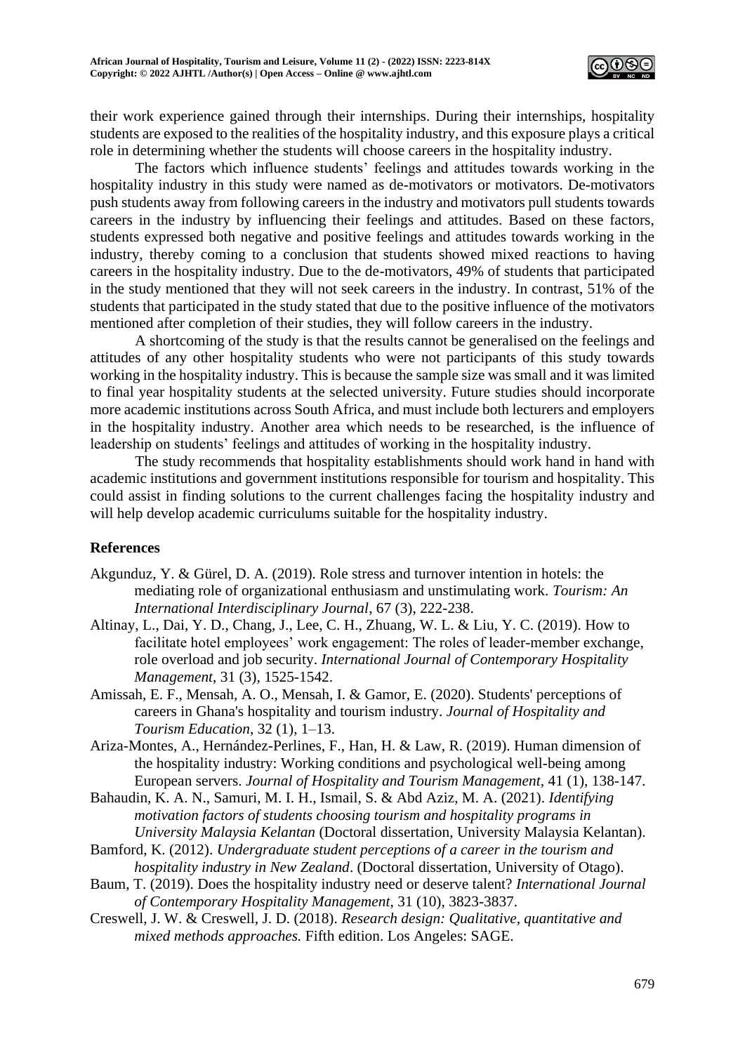their work experience gained through their internships. During their internships, hospitality students are exposed to the realities of the hospitality industry, and this exposure plays a critical role in determining whether the students will choose careers in the hospitality industry.

The factors which influence students' feelings and attitudes towards working in the hospitality industry in this study were named as de-motivators or motivators. De-motivators push students away from following careers in the industry and motivators pull students towards careers in the industry by influencing their feelings and attitudes. Based on these factors, students expressed both negative and positive feelings and attitudes towards working in the industry, thereby coming to a conclusion that students showed mixed reactions to having careers in the hospitality industry. Due to the de-motivators, 49% of students that participated in the study mentioned that they will not seek careers in the industry. In contrast, 51% of the students that participated in the study stated that due to the positive influence of the motivators mentioned after completion of their studies, they will follow careers in the industry.

A shortcoming of the study is that the results cannot be generalised on the feelings and attitudes of any other hospitality students who were not participants of this study towards working in the hospitality industry. This is because the sample size was small and it was limited to final year hospitality students at the selected university. Future studies should incorporate more academic institutions across South Africa, and must include both lecturers and employers in the hospitality industry. Another area which needs to be researched, is the influence of leadership on students' feelings and attitudes of working in the hospitality industry.

The study recommends that hospitality establishments should work hand in hand with academic institutions and government institutions responsible for tourism and hospitality. This could assist in finding solutions to the current challenges facing the hospitality industry and will help develop academic curriculums suitable for the hospitality industry.

## References

Akgunduz, Y. & Gürel, D. A. (2019). Role stress and turnover intention in hotels: the mediating role of organizational enthusiasm and unstimulating work. *Tourism: An International Interdisciplinary Journal*, 67 (3), 222-238.

Altinay, L., Dai, Y. D., Chang, J., Lee, C. H., Zhuang, W. L. & Liu, Y. C. (2019). How to facilitate hotel employees' work engagement: The roles of leader-member exchange, role overload and job security. *International Journal of Contemporary Hospitality Management*, 31 (3), 1525-1542.

Amissah, E. F., Mensah, A. O., Mensah, I. & Gamor, E. (2020). Students' perceptions of careers in Ghana's hospitality and tourism industry. *Journal of Hospitality and Tourism Education*, 32 (1), 1–13.

Ariza-Montes, A., Hernández-Perlines, F., Han, H. & Law, R. (2019). Human dimension of the hospitality industry: Working conditions and psychological well-being among European servers. *Journal of Hospitality and Tourism Management*, 41 (1), 138-147.

Bahaudin, K. A. N., Samuri, M. I. H., Ismail, S. & Abd Aziz, M. A. (2021). *Identifying motivation factors of students choosing tourism and hospitality programs in University Malaysia Kelantan* (Doctoral dissertation, University Malaysia Kelantan).

Bamford, K. (2012). *Undergraduate student perceptions of a career in the tourism and hospitality industry in New Zealand*. (Doctoral dissertation, University of Otago).

Baum, T. (2019). Does the hospitality industry need or deserve talent? *International Journal of Contemporary Hospitality Management*, 31 (10), 3823-3837.

Creswell, J. W. & Creswell, J. D. (2018). *Research design: Qualitative, quantitative and mixed methods approaches.* Fifth edition. Los Angeles: SAGE.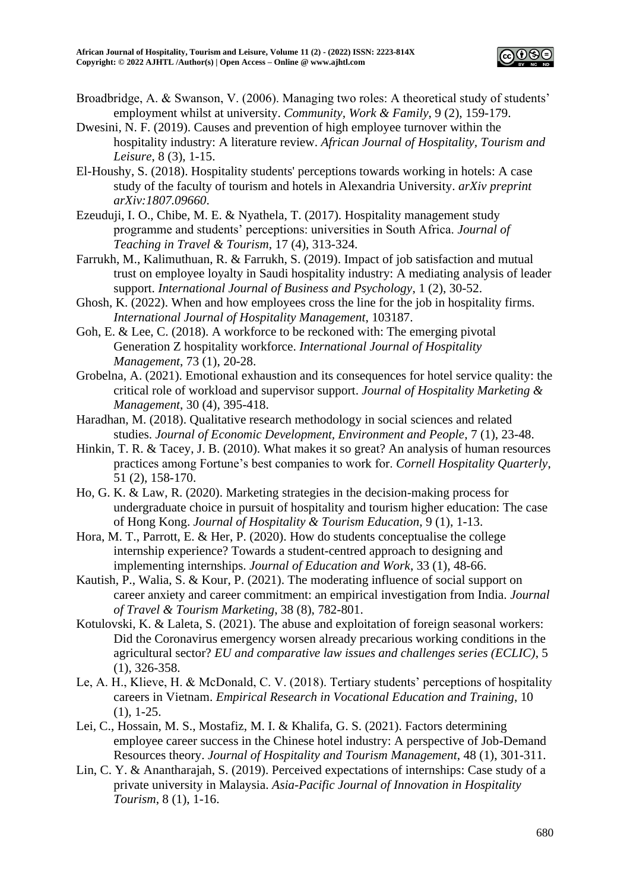Broadbridge, A. & Swanson, V. (2006). Managing two roles: A theoretical study of students' employment whilst at university. *Community, Work & Family*, 9 (2), 159-179.

Dwesini, N. F. (2019). Causes and prevention of high employee turnover within the hospitality industry: A literature review. *African Journal of Hospitality, Tourism and Leisure*, 8 (3), 1-15.

El-Houshy, S. (2018). Hospitality students' perceptions towards working in hotels: A case study of the faculty of tourism and hotels in Alexandria University. *arXiv preprint arXiv:1807.09660*.

Ezeuduji, I. O., Chibe, M. E. & Nyathela, T. (2017). Hospitality management study programme and students' perceptions: universities in South Africa. *Journal of Teaching in Travel & Tourism*, 17 (4), 313-324.

Farrukh, M., Kalimuthuan, R. & Farrukh, S. (2019). Impact of job satisfaction and mutual trust on employee loyalty in Saudi hospitality industry: A mediating analysis of leader support. *International Journal of Business and Psychology*, 1 (2), 30-52.

Ghosh, K. (2022). When and how employees cross the line for the job in hospitality firms. *International Journal of Hospitality Management*, 103187.

Goh, E. & Lee, C. (2018). A workforce to be reckoned with: The emerging pivotal Generation Z hospitality workforce. *International Journal of Hospitality Management*, 73 (1), 20-28.

Grobelna, A. (2021). Emotional exhaustion and its consequences for hotel service quality: the critical role of workload and supervisor support. *Journal of Hospitality Marketing & Management*, 30 (4), 395-418.

Haradhan, M. (2018). Qualitative research methodology in social sciences and related studies. *Journal of Economic Development, Environment and People*, 7 (1), 23-48.

Hinkin, T. R. & Tacey, J. B. (2010). What makes it so great? An analysis of human resources practices among Fortune's best companies to work for. *Cornell Hospitality Quarterly*, 51 (2), 158-170.

Ho, G. K. & Law, R. (2020). Marketing strategies in the decision-making process for undergraduate choice in pursuit of hospitality and tourism higher education: The case of Hong Kong. *Journal of Hospitality & Tourism Education*, 9 (1), 1-13.

Hora, M. T., Parrott, E. & Her, P. (2020). How do students conceptualise the college internship experience? Towards a student-centred approach to designing and implementing internships. *Journal of Education and Work*, 33 (1), 48-66.

Kautish, P., Walia, S. & Kour, P. (2021). The moderating influence of social support on career anxiety and career commitment: an empirical investigation from India. *Journal of Travel & Tourism Marketing*, 38 (8), 782-801.

Kotulovski, K. & Laleta, S. (2021). The abuse and exploitation of foreign seasonal workers: Did the Coronavirus emergency worsen already precarious working conditions in the agricultural sector? *EU and comparative law issues and challenges series (ECLIC)*, 5 (1), 326-358.

Le, A. H., Klieve, H. & McDonald, C. V. (2018). Tertiary students' perceptions of hospitality careers in Vietnam. *Empirical Research in Vocational Education and Training*, 10 (1), 1-25.

Lei, C., Hossain, M. S., Mostafiz, M. I. & Khalifa, G. S. (2021). Factors determining employee career success in the Chinese hotel industry: A perspective of Job-Demand Resources theory. *Journal of Hospitality and Tourism Management*, 48 (1), 301-311.

Lin, C. Y. & Anantharajah, S. (2019). Perceived expectations of internships: Case study of a private university in Malaysia. *Asia-Pacific Journal of Innovation in Hospitality Tourism*, 8 (1), 1-16.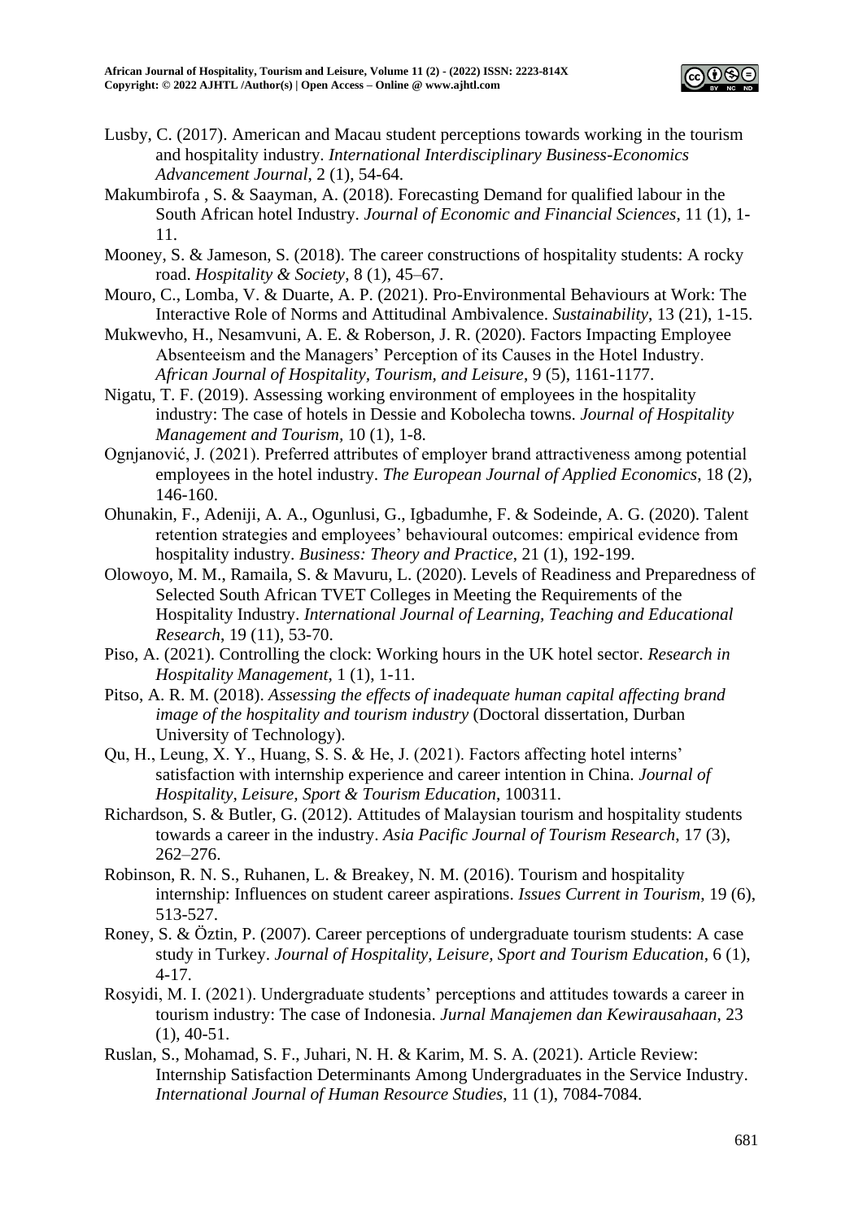Lusby, C. (2017). American and Macau student perceptions towards working in the tourism and hospitality industry. *International Interdisciplinary Business-Economics Advancement Journal*, 2 (1), 54-64.

Makumbirofa , S. & Saayman, A. (2018). Forecasting Demand for qualified labour in the South African hotel Industry. *Journal of Economic and Financial Sciences*, 11 (1), 1-11.

Mooney, S. & Jameson, S. (2018). The career constructions of hospitality students: A rocky road. *Hospitality & Society*, 8 (1), 45–67.

Mouro, C., Lomba, V. & Duarte, A. P. (2021). Pro-Environmental Behaviours at Work: The Interactive Role of Norms and Attitudinal Ambivalence. *Sustainability*, 13 (21), 1-15.

Mukwevho, H., Nesamvuni, A. E. & Roberson, J. R. (2020). Factors Impacting Employee Absenteeism and the Managers' Perception of its Causes in the Hotel Industry. *African Journal of Hospitality, Tourism, and Leisure*, 9 (5), 1161-1177.

Nigatu, T. F. (2019). Assessing working environment of employees in the hospitality industry: The case of hotels in Dessie and Kobolecha towns. *Journal of Hospitality Management and Tourism*, 10 (1), 1-8.

Ognjanović, J. (2021). Preferred attributes of employer brand attractiveness among potential employees in the hotel industry. *The European Journal of Applied Economics*, 18 (2), 146-160.

Ohunakin, F., Adeniji, A. A., Ogunlusi, G., Igbadumhe, F. & Sodeinde, A. G. (2020). Talent retention strategies and employees' behavioural outcomes: empirical evidence from hospitality industry. *Business: Theory and Practice*, 21 (1), 192-199.

Olowoyo, M. M., Ramaila, S. & Mavuru, L. (2020). Levels of Readiness and Preparedness of Selected South African TVET Colleges in Meeting the Requirements of the Hospitality Industry. *International Journal of Learning, Teaching and Educational Research*, 19 (11), 53-70.

Piso, A. (2021). Controlling the clock: Working hours in the UK hotel sector. *Research in Hospitality Management*, 1 (1), 1-11.

Pitso, A. R. M. (2018). *Assessing the effects of inadequate human capital affecting brand image of the hospitality and tourism industry* (Doctoral dissertation, Durban University of Technology).

Qu, H., Leung, X. Y., Huang, S. S. & He, J. (2021). Factors affecting hotel interns' satisfaction with internship experience and career intention in China. *Journal of Hospitality, Leisure, Sport & Tourism Education*, 100311.

Richardson, S. & Butler, G. (2012). Attitudes of Malaysian tourism and hospitality students towards a career in the industry. *Asia Pacific Journal of Tourism Research*, 17 (3), 262–276.

Robinson, R. N. S., Ruhanen, L. & Breakey, N. M. (2016). Tourism and hospitality internship: Influences on student career aspirations. *Issues Current in Tourism*, 19 (6), 513-527.

Roney, S. & Öztin, P. (2007). Career perceptions of undergraduate tourism students: A case study in Turkey. *Journal of Hospitality, Leisure, Sport and Tourism Education*, 6 (1), 4-17.

Rosyidi, M. I. (2021). Undergraduate students' perceptions and attitudes towards a career in tourism industry: The case of Indonesia. *Jurnal Manajemen dan Kewirausahaan*, 23 (1), 40-51.

Ruslan, S., Mohamad, S. F., Juhari, N. H. & Karim, M. S. A. (2021). Article Review: Internship Satisfaction Determinants Among Undergraduates in the Service Industry. *International Journal of Human Resource Studies*, 11 (1), 7084-7084.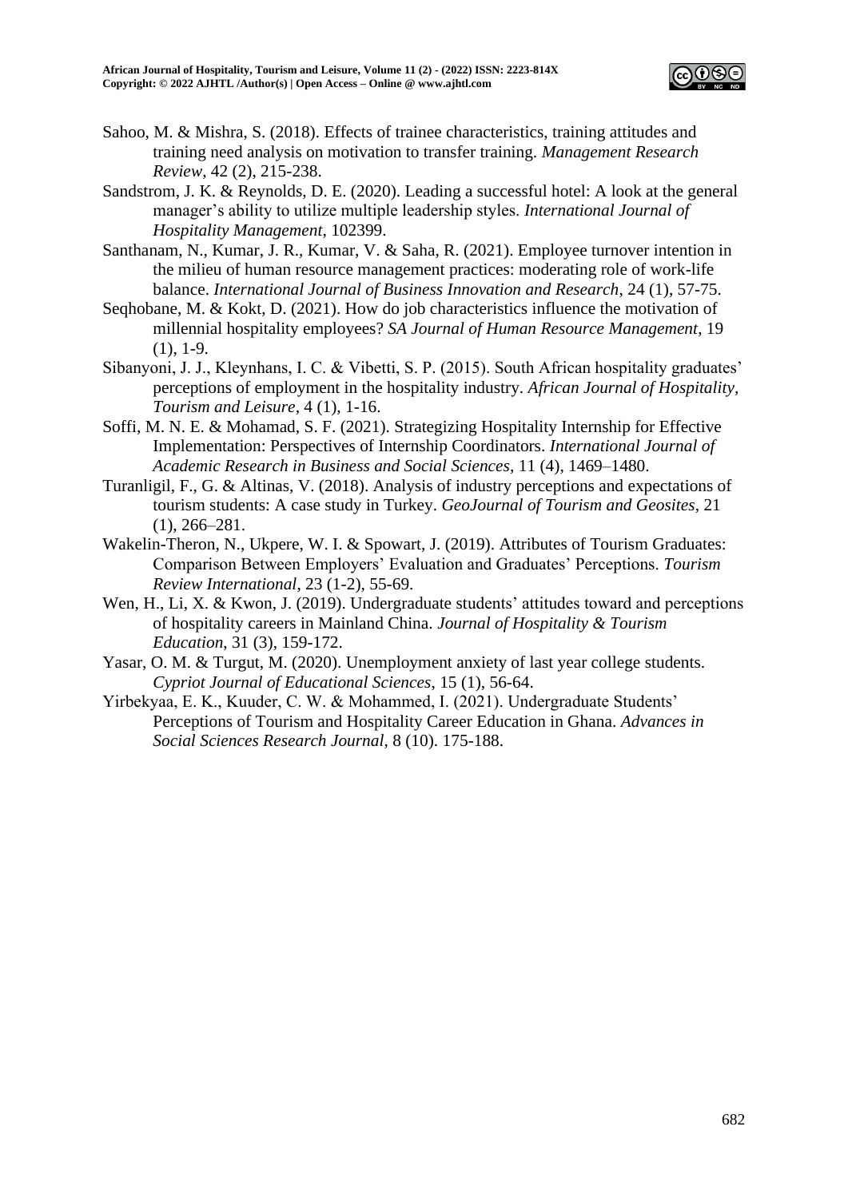Sahoo, M. & Mishra, S. (2018). Effects of trainee characteristics, training attitudes and training need analysis on motivation to transfer training. *Management Research Review*, 42 (2), 215-238.

Sandstrom, J. K. & Reynolds, D. E. (2020). Leading a successful hotel: A look at the general manager's ability to utilize multiple leadership styles. *International Journal of Hospitality Management*, 102399.

Santhanam, N., Kumar, J. R., Kumar, V. & Saha, R. (2021). Employee turnover intention in the milieu of human resource management practices: moderating role of work-life balance. *International Journal of Business Innovation and Research*, 24 (1), 57-75.

Seqhobane, M. & Kokt, D. (2021). How do job characteristics influence the motivation of millennial hospitality employees? *SA Journal of Human Resource Management*, 19 (1), 1-9.

Sibanyoni, J. J., Kleynhans, I. C. & Vibetti, S. P. (2015). South African hospitality graduates' perceptions of employment in the hospitality industry. *African Journal of Hospitality, Tourism and Leisure*, 4 (1), 1-16.

Soffi, M. N. E. & Mohamad, S. F. (2021). Strategizing Hospitality Internship for Effective Implementation: Perspectives of Internship Coordinators. *International Journal of Academic Research in Business and Social Sciences*, 11 (4), 1469–1480.

Turanligil, F., G. & Altinas, V. (2018). Analysis of industry perceptions and expectations of tourism students: A case study in Turkey. *GeoJournal of Tourism and Geosites*, 21 (1), 266–281.

Wakelin-Theron, N., Ukpere, W. I. & Spowart, J. (2019). Attributes of Tourism Graduates: Comparison Between Employers' Evaluation and Graduates' Perceptions. *Tourism Review International*, 23 (1-2), 55-69.

Wen, H., Li, X. & Kwon, J. (2019). Undergraduate students' attitudes toward and perceptions of hospitality careers in Mainland China. *Journal of Hospitality & Tourism Education*, 31 (3), 159-172.

Yasar, O. M. & Turgut, M. (2020). Unemployment anxiety of last year college students. *Cypriot Journal of Educational Sciences*, 15 (1), 56-64.

Yirbekyaa, E. K., Kuuder, C. W. & Mohammed, I. (2021). Undergraduate Students' Perceptions of Tourism and Hospitality Career Education in Ghana. *Advances in Social Sciences Research Journal*, 8 (10). 175-188.